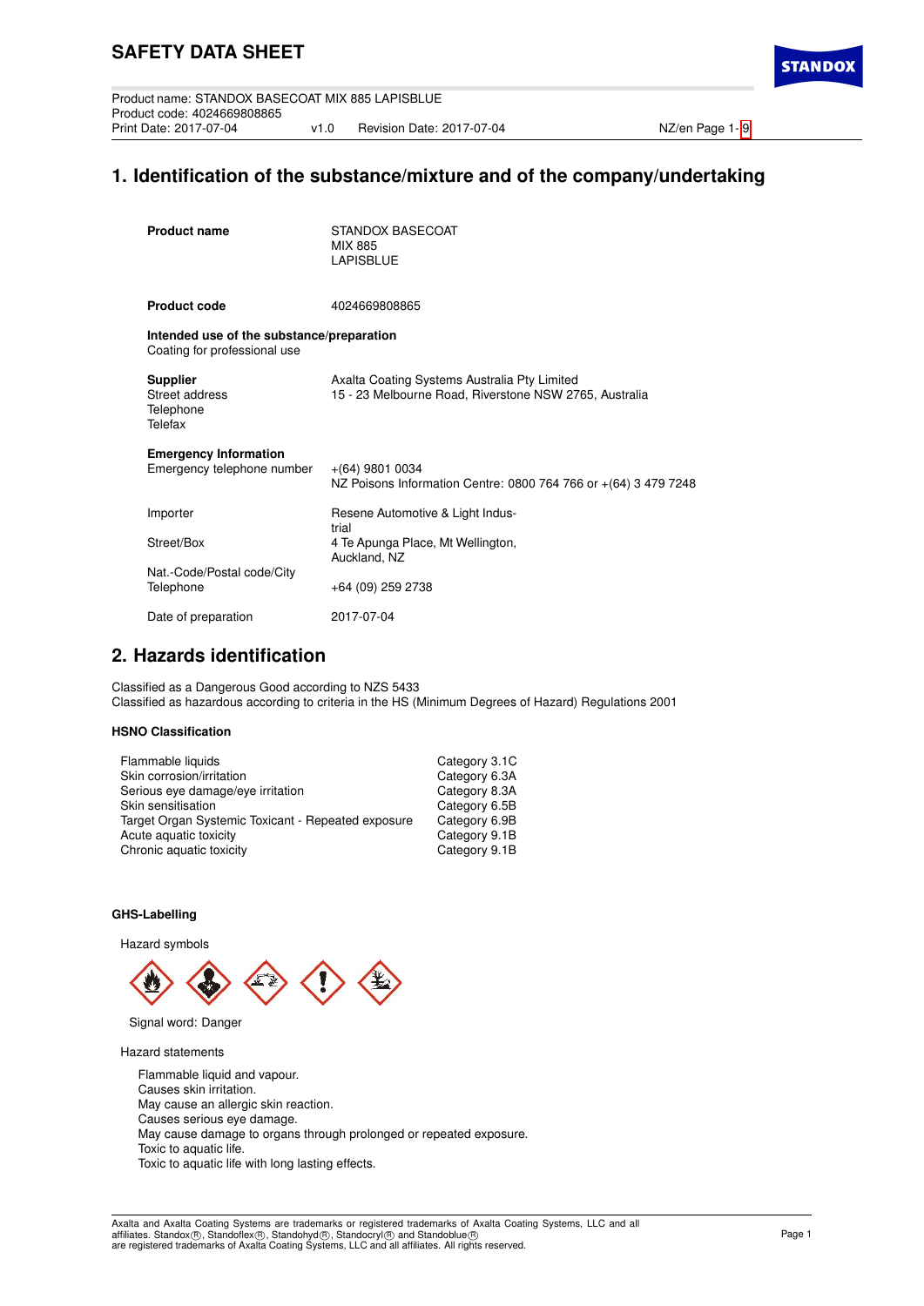# SAFETY DATA SHEET

Product name: STANDOX BASECOAT MIX 885 LAPISBLUE
Product code: 4024669808865
Print Date: 2017-07-04 v1.0 Revision Date: 2017-07-04

## 1. Identification of the substance/mixture and of the company/undertaking

**Product name** STANDOX BASECOAT MIX 885 LAPISBLUE

**Product code** 4024669808865

**Intended use of the substance/preparation**
Coating for professional use

**Supplier**
Street address
Telephone
Telefax

Axalta Coating Systems Australia Pty Limited
15 - 23 Melbourne Road, Riverstone NSW 2765, Australia

**Emergency Information**
Emergency telephone number: +(64) 9801 0034
NZ Poisons Information Centre: 0800 764 766 or +(64) 3 479 7248

Importer: Resene Automotive & Light Industrial

Street/Box: 4 Te Apunga Place, Mt Wellington, Auckland, NZ

Nat.-Code/Postal code/City

Telephone: +64 (09) 259 2738

Date of preparation: 2017-07-04

## 2. Hazards identification

Classified as a Dangerous Good according to NZS 5433
Classified as hazardous according to criteria in the HS (Minimum Degrees of Hazard) Regulations 2001

### HSNO Classification

| | |
|---|---|
| Flammable liquids | Category 3.1C |
| Skin corrosion/irritation | Category 6.3A |
| Serious eye damage/eye irritation | Category 8.3A |
| Skin sensitisation | Category 6.5B |
| Target Organ Systemic Toxicant - Repeated exposure | Category 6.9B |
| Acute aquatic toxicity | Category 9.1B |
| Chronic aquatic toxicity | Category 9.1B |

### GHS-Labelling

Hazard symbols

Signal word: Danger

Hazard statements

Flammable liquid and vapour.
Causes skin irritation.
May cause an allergic skin reaction.
Causes serious eye damage.
May cause damage to organs through prolonged or repeated exposure.
Toxic to aquatic life.
Toxic to aquatic life with long lasting effects.

Axalta and Axalta Coating Systems are trademarks or registered trademarks of Axalta Coating Systems, LLC and all affiliates. Standox®, Standoflex®, Standohyd®, Standocryl® and Standoblue® are registered trademarks of Axalta Coating Systems, LLC and all affiliates. All rights reserved.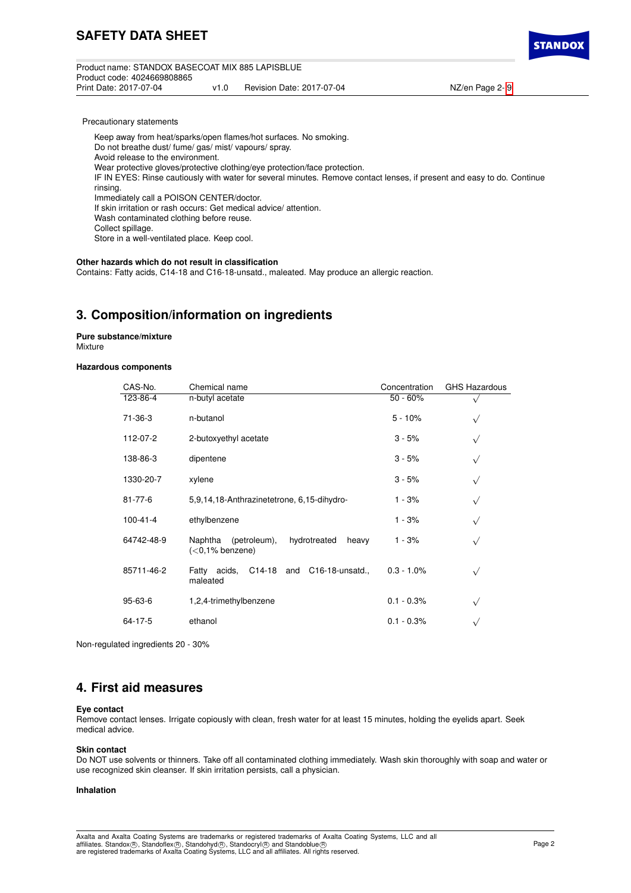Precautionary statements

Keep away from heat/sparks/open flames/hot surfaces. No smoking.
Do not breathe dust/ fume/ gas/ mist/ vapours/ spray.
Avoid release to the environment.
Wear protective gloves/protective clothing/eye protection/face protection.
IF IN EYES: Rinse cautiously with water for several minutes. Remove contact lenses, if present and easy to do. Continue rinsing.
Immediately call a POISON CENTER/doctor.
If skin irritation or rash occurs: Get medical advice/ attention.
Wash contaminated clothing before reuse.
Collect spillage.
Store in a well-ventilated place. Keep cool.

**Other hazards which do not result in classification**
Contains: Fatty acids, C14-18 and C16-18-unsatd., maleated. May produce an allergic reaction.

## 3. Composition/information on ingredients

**Pure substance/mixture**
Mixture

**Hazardous components**

| CAS-No. | Chemical name | Concentration | GHS Hazardous |
|---|---|---|---|
| 123-86-4 | n-butyl acetate | 50 - 60% | √ |
| 71-36-3 | n-butanol | 5 - 10% | √ |
| 112-07-2 | 2-butoxyethyl acetate | 3 - 5% | √ |
| 138-86-3 | dipentene | 3 - 5% | √ |
| 1330-20-7 | xylene | 3 - 5% | √ |
| 81-77-6 | 5,9,14,18-Anthrazinetetrone, 6,15-dihydro- | 1 - 3% | √ |
| 100-41-4 | ethylbenzene | 1 - 3% | √ |
| 64742-48-9 | Naphtha (petroleum), hydrotreated heavy (<0,1% benzene) | 1 - 3% | √ |
| 85711-46-2 | Fatty acids, C14-18 and C16-18-unsatd., maleated | 0.3 - 1.0% | √ |
| 95-63-6 | 1,2,4-trimethylbenzene | 0.1 - 0.3% | √ |
| 64-17-5 | ethanol | 0.1 - 0.3% | √ |

Non-regulated ingredients 20 - 30%

## 4. First aid measures

**Eye contact**
Remove contact lenses. Irrigate copiously with clean, fresh water for at least 15 minutes, holding the eyelids apart. Seek medical advice.

**Skin contact**
Do NOT use solvents or thinners. Take off all contaminated clothing immediately. Wash skin thoroughly with soap and water or use recognized skin cleanser. If skin irritation persists, call a physician.

**Inhalation**

Axalta and Axalta Coating Systems are trademarks or registered trademarks of Axalta Coating Systems, LLC and all affiliates. Standox®, Standoflex®, Standohyd®, Standocryl® and Standoblue® are registered trademarks of Axalta Coating Systems, LLC and all affiliates. All rights reserved.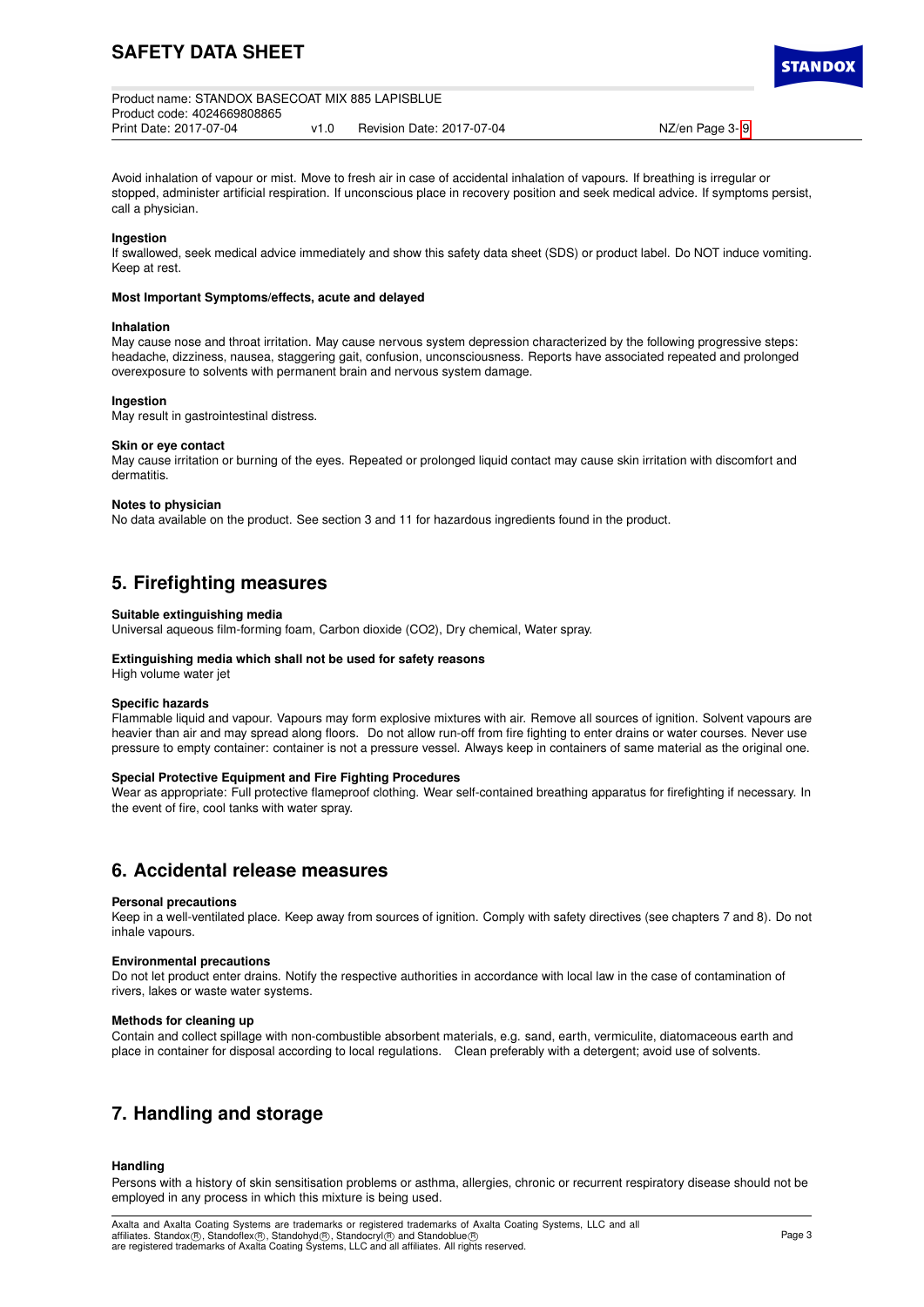Avoid inhalation of vapour or mist. Move to fresh air in case of accidental inhalation of vapours. If breathing is irregular or stopped, administer artificial respiration. If unconscious place in recovery position and seek medical advice. If symptoms persist, call a physician.

**Ingestion**
If swallowed, seek medical advice immediately and show this safety data sheet (SDS) or product label. Do NOT induce vomiting. Keep at rest.

**Most Important Symptoms/effects, acute and delayed**

**Inhalation**
May cause nose and throat irritation. May cause nervous system depression characterized by the following progressive steps: headache, dizziness, nausea, staggering gait, confusion, unconsciousness. Reports have associated repeated and prolonged overexposure to solvents with permanent brain and nervous system damage.

**Ingestion**
May result in gastrointestinal distress.

**Skin or eye contact**
May cause irritation or burning of the eyes. Repeated or prolonged liquid contact may cause skin irritation with discomfort and dermatitis.

**Notes to physician**
No data available on the product. See section 3 and 11 for hazardous ingredients found in the product.

## 5. Firefighting measures

**Suitable extinguishing media**
Universal aqueous film-forming foam, Carbon dioxide ($CO_2$), Dry chemical, Water spray.

**Extinguishing media which shall not be used for safety reasons**
High volume water jet

**Specific hazards**
Flammable liquid and vapour. Vapours may form explosive mixtures with air. Remove all sources of ignition. Solvent vapours are heavier than air and may spread along floors. Do not allow run-off from fire fighting to enter drains or water courses. Never use pressure to empty container: container is not a pressure vessel. Always keep in containers of same material as the original one.

**Special Protective Equipment and Fire Fighting Procedures**
Wear as appropriate: Full protective flameproof clothing. Wear self-contained breathing apparatus for firefighting if necessary. In the event of fire, cool tanks with water spray.

## 6. Accidental release measures

**Personal precautions**
Keep in a well-ventilated place. Keep away from sources of ignition. Comply with safety directives (see chapters 7 and 8). Do not inhale vapours.

**Environmental precautions**
Do not let product enter drains. Notify the respective authorities in accordance with local law in the case of contamination of rivers, lakes or waste water systems.

**Methods for cleaning up**
Contain and collect spillage with non-combustible absorbent materials, e.g. sand, earth, vermiculite, diatomaceous earth and place in container for disposal according to local regulations. Clean preferably with a detergent; avoid use of solvents.

## 7. Handling and storage

**Handling**
Persons with a history of skin sensitisation problems or asthma, allergies, chronic or recurrent respiratory disease should not be employed in any process in which this mixture is being used.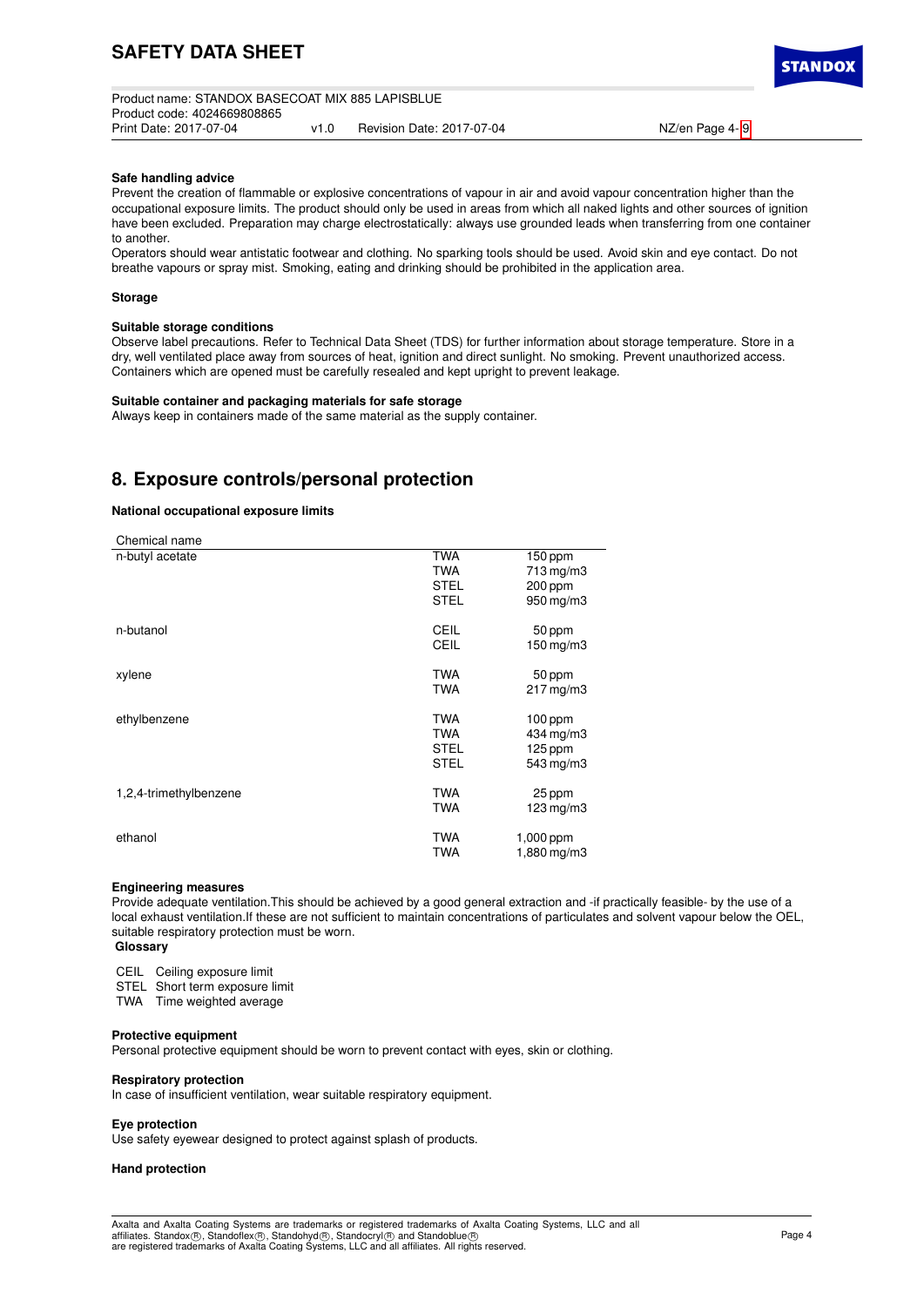**Safe handling advice**
Prevent the creation of flammable or explosive concentrations of vapour in air and avoid vapour concentration higher than the occupational exposure limits. The product should only be used in areas from which all naked lights and other sources of ignition have been excluded. Preparation may charge electrostatically: always use grounded leads when transferring from one container to another.
Operators should wear antistatic footwear and clothing. No sparking tools should be used. Avoid skin and eye contact. Do not breathe vapours or spray mist. Smoking, eating and drinking should be prohibited in the application area.

**Storage**

**Suitable storage conditions**
Observe label precautions. Refer to Technical Data Sheet (TDS) for further information about storage temperature. Store in a dry, well ventilated place away from sources of heat, ignition and direct sunlight. No smoking. Prevent unauthorized access. Containers which are opened must be carefully resealed and kept upright to prevent leakage.

**Suitable container and packaging materials for safe storage**
Always keep in containers made of the same material as the supply container.

## 8. Exposure controls/personal protection

**National occupational exposure limits**

| Chemical name | | |
|---|---|---|
| n-butyl acetate | TWA | 150 ppm |
| | TWA | 713 mg/m3 |
| | STEL | 200 ppm |
| | STEL | 950 mg/m3 |
| n-butanol | CEIL | 50 ppm |
| | CEIL | 150 mg/m3 |
| xylene | TWA | 50 ppm |
| | TWA | 217 mg/m3 |
| ethylbenzene | TWA | 100 ppm |
| | TWA | 434 mg/m3 |
| | STEL | 125 ppm |
| | STEL | 543 mg/m3 |
| 1,2,4-trimethylbenzene | TWA | 25 ppm |
| | TWA | 123 mg/m3 |
| ethanol | TWA | 1,000 ppm |
| | TWA | 1,880 mg/m3 |

**Engineering measures**
Provide adequate ventilation.This should be achieved by a good general extraction and -if practically feasible- by the use of a local exhaust ventilation.If these are not sufficient to maintain concentrations of particulates and solvent vapour below the OEL, suitable respiratory protection must be worn.

**Glossary**

CEIL Ceiling exposure limit
STEL Short term exposure limit
TWA Time weighted average

**Protective equipment**
Personal protective equipment should be worn to prevent contact with eyes, skin or clothing.

**Respiratory protection**
In case of insufficient ventilation, wear suitable respiratory equipment.

**Eye protection**
Use safety eyewear designed to protect against splash of products.

**Hand protection**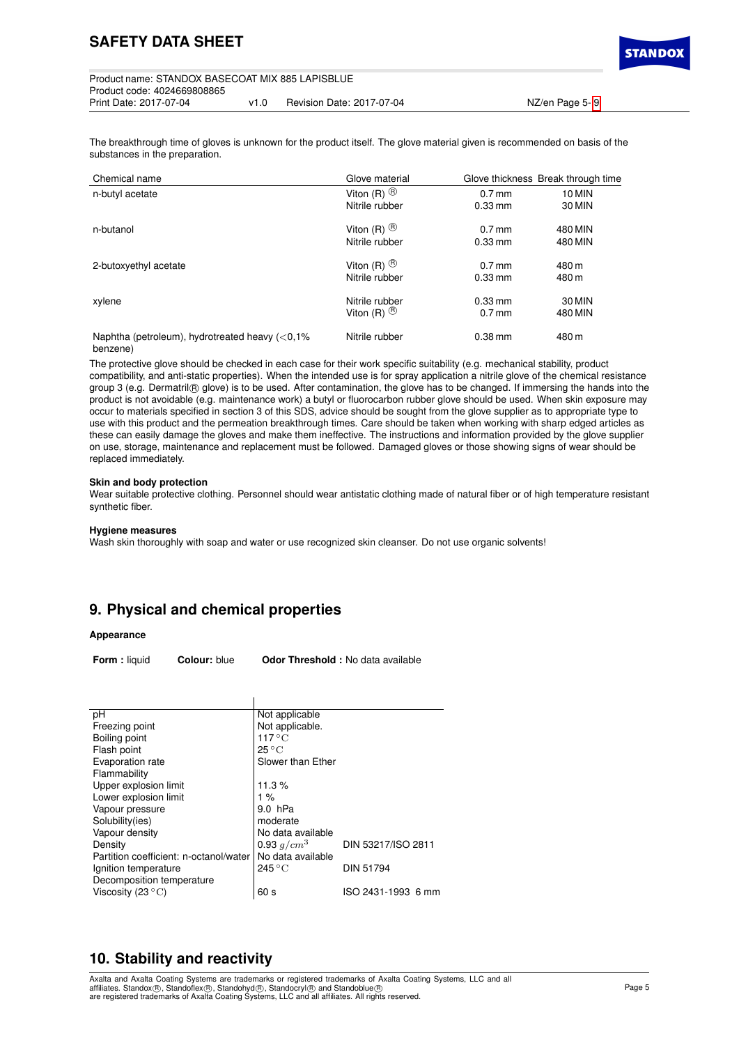The breakthrough time of gloves is unknown for the product itself. The glove material given is recommended on basis of the substances in the preparation.

| Chemical name | Glove material | Glove thickness | Break through time |
|---|---|---|---|
| n-butyl acetate | Viton (R) ® | 0.7 mm | 10 MIN |
| | Nitrile rubber | 0.33 mm | 30 MIN |
| n-butanol | Viton (R) ® | 0.7 mm | 480 MIN |
| | Nitrile rubber | 0.33 mm | 480 MIN |
| 2-butoxyethyl acetate | Viton (R) ® | 0.7 mm | 480 m |
| | Nitrile rubber | 0.33 mm | 480 m |
| xylene | Nitrile rubber | 0.33 mm | 30 MIN |
| | Viton (R) ® | 0.7 mm | 480 MIN |
| Naphtha (petroleum), hydrotreated heavy (<0,1% benzene) | Nitrile rubber | 0.38 mm | 480 m |

The protective glove should be checked in each case for their work specific suitability (e.g. mechanical stability, product compatibility, and anti-static properties). When the intended use is for spray application a nitrile glove of the chemical resistance group 3 (e.g. Dermatril® glove) is to be used. After contamination, the glove has to be changed. If immersing the hands into the product is not avoidable (e.g. maintenance work) a butyl or fluorocarbon rubber glove should be used. When skin exposure may occur to materials specified in section 3 of this SDS, advice should be sought from the glove supplier as to appropriate type to use with this product and the permeation breakthrough times. Care should be taken when working with sharp edged articles as these can easily damage the gloves and make them ineffective. The instructions and information provided by the glove supplier on use, storage, maintenance and replacement must be followed. Damaged gloves or those showing signs of wear should be replaced immediately.

**Skin and body protection**

Wear suitable protective clothing. Personnel should wear antistatic clothing made of natural fiber or of high temperature resistant synthetic fiber.

**Hygiene measures**

Wash skin thoroughly with soap and water or use recognized skin cleanser. Do not use organic solvents!

## 9. Physical and chemical properties

**Appearance**

**Form :** liquid **Colour:** blue **Odor Threshold :** No data available

| | | |
|---|---|---|
| pH | Not applicable | |
| Freezing point | Not applicable. | |
| Boiling point | 117 °C | |
| Flash point | 25 °C | |
| Evaporation rate | Slower than Ether | |
| Flammability | | |
| Upper explosion limit | 11.3 % | |
| Lower explosion limit | 1 % | |
| Vapour pressure | 9.0 hPa | |
| Solubility(ies) | moderate | |
| Vapour density | No data available | |
| Density | 0.93 $g/cm^3$ | DIN 53217/ISO 2811 |
| Partition coefficient: n-octanol/water | No data available | |
| Ignition temperature | 245 °C | DIN 51794 |
| Decomposition temperature | | |
| Viscosity (23 °C) | 60 s | ISO 2431-1993 6 mm |

## 10. Stability and reactivity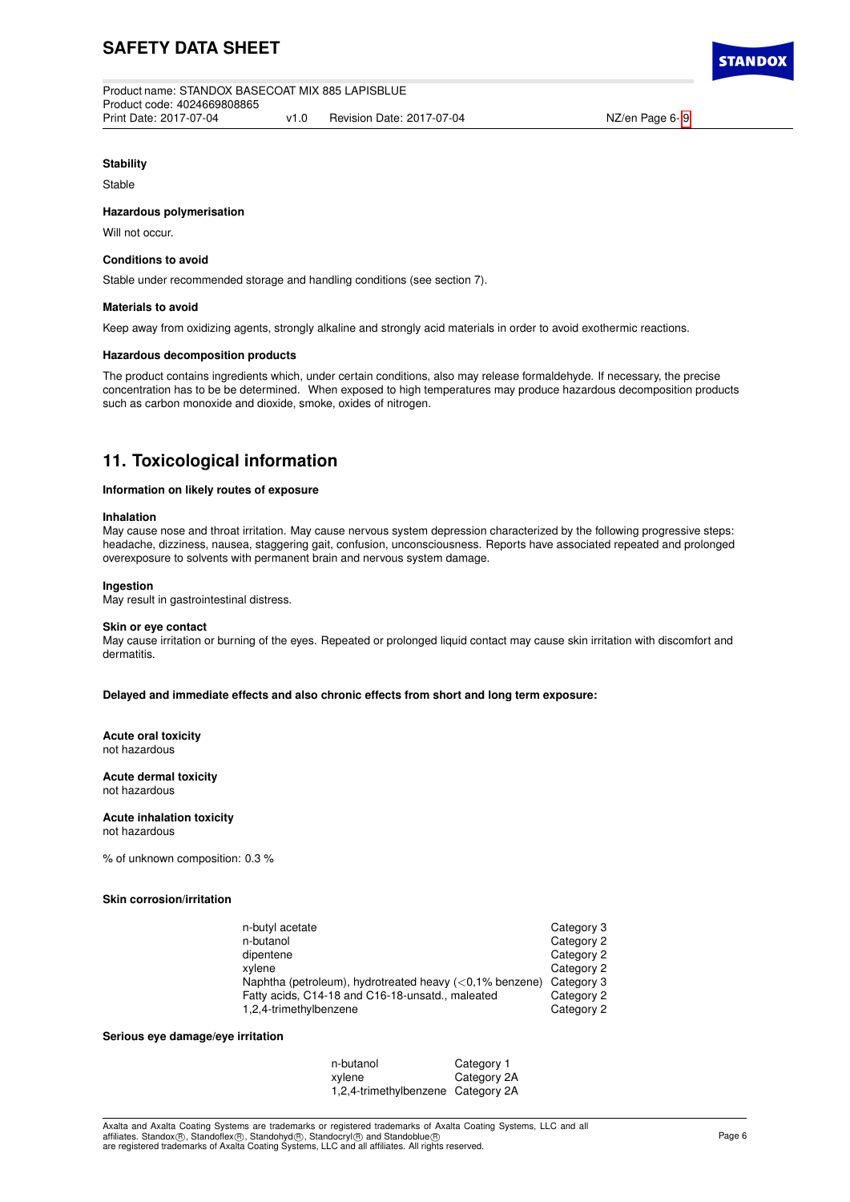**Stability**

Stable

**Hazardous polymerisation**

Will not occur.

**Conditions to avoid**

Stable under recommended storage and handling conditions (see section 7).

**Materials to avoid**

Keep away from oxidizing agents, strongly alkaline and strongly acid materials in order to avoid exothermic reactions.

**Hazardous decomposition products**

The product contains ingredients which, under certain conditions, also may release formaldehyde. If necessary, the precise concentration has to be be determined. When exposed to high temperatures may produce hazardous decomposition products such as carbon monoxide and dioxide, smoke, oxides of nitrogen.

## 11. Toxicological information

**Information on likely routes of exposure**

**Inhalation**
May cause nose and throat irritation. May cause nervous system depression characterized by the following progressive steps: headache, dizziness, nausea, staggering gait, confusion, unconsciousness. Reports have associated repeated and prolonged overexposure to solvents with permanent brain and nervous system damage.

**Ingestion**
May result in gastrointestinal distress.

**Skin or eye contact**
May cause irritation or burning of the eyes. Repeated or prolonged liquid contact may cause skin irritation with discomfort and dermatitis.

**Delayed and immediate effects and also chronic effects from short and long term exposure:**

**Acute oral toxicity**
not hazardous

**Acute dermal toxicity**
not hazardous

**Acute inhalation toxicity**
not hazardous

% of unknown composition: 0.3 %

**Skin corrosion/irritation**

| | |
|---|---|
| n-butyl acetate | Category 3 |
| n-butanol | Category 2 |
| dipentene | Category 2 |
| xylene | Category 2 |
| Naphtha (petroleum), hydrotreated heavy (<0,1% benzene) | Category 3 |
| Fatty acids, C14-18 and C16-18-unsatd., maleated | Category 2 |
| 1,2,4-trimethylbenzene | Category 2 |

**Serious eye damage/eye irritation**

| | |
|---|---|
| n-butanol | Category 1 |
| xylene | Category 2A |
| 1,2,4-trimethylbenzene | Category 2A |

Axalta and Axalta Coating Systems are trademarks or registered trademarks of Axalta Coating Systems, LLC and all affiliates. Standox®, Standoflex®, Standohyd®, Standocryl® and Standoblue® are registered trademarks of Axalta Coating Systems, LLC and all affiliates. All rights reserved.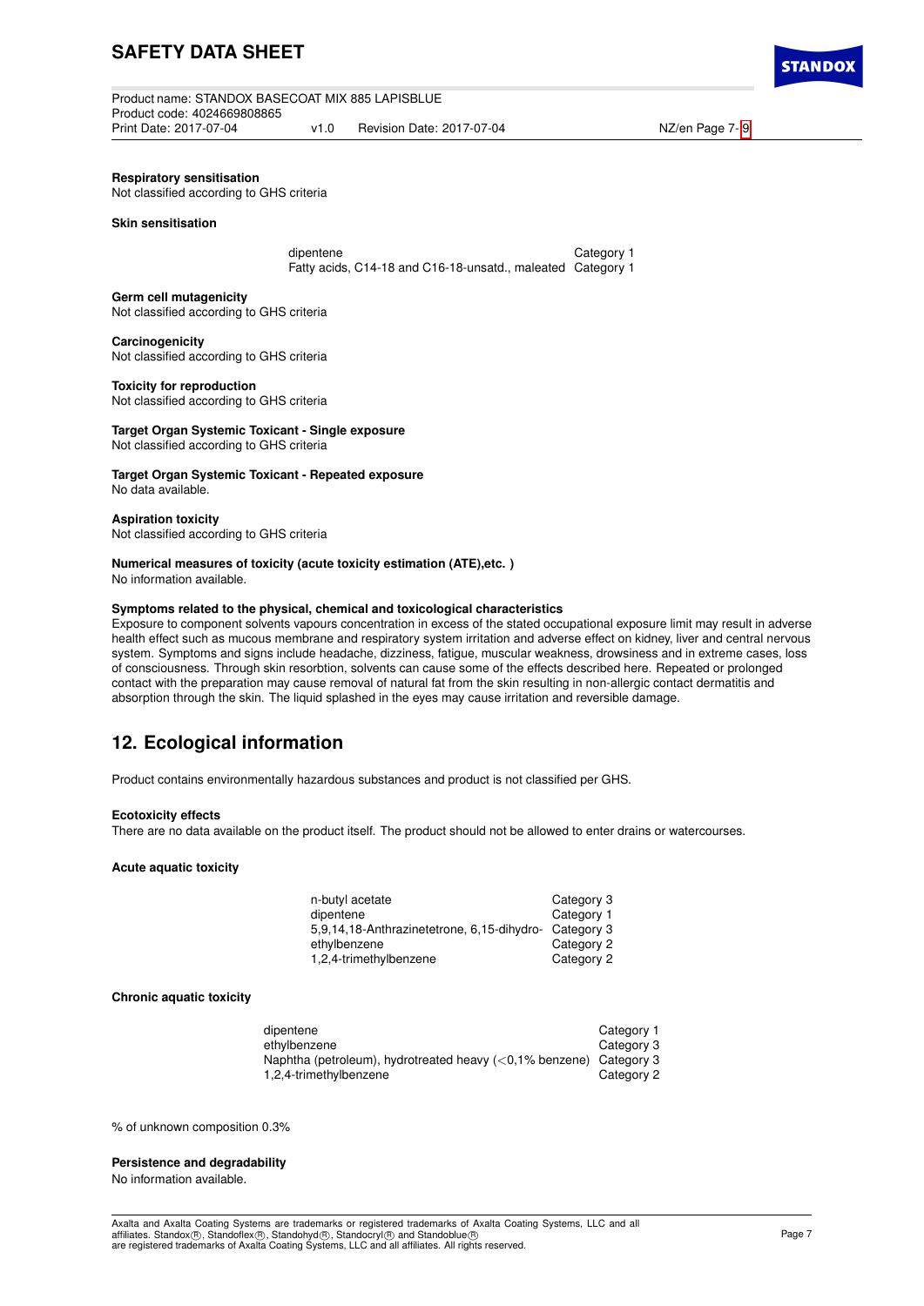**Respiratory sensitisation**
Not classified according to GHS criteria

**Skin sensitisation**

| | |
|---|---|
| dipentene | Category 1 |
| Fatty acids, C14-18 and C16-18-unsatd., maleated | Category 1 |

**Germ cell mutagenicity**
Not classified according to GHS criteria

**Carcinogenicity**
Not classified according to GHS criteria

**Toxicity for reproduction**
Not classified according to GHS criteria

**Target Organ Systemic Toxicant - Single exposure**
Not classified according to GHS criteria

**Target Organ Systemic Toxicant - Repeated exposure**
No data available.

**Aspiration toxicity**
Not classified according to GHS criteria

**Numerical measures of toxicity (acute toxicity estimation (ATE),etc. )**
No information available.

**Symptoms related to the physical, chemical and toxicological characteristics**
Exposure to component solvents vapours concentration in excess of the stated occupational exposure limit may result in adverse health effect such as mucous membrane and respiratory system irritation and adverse effect on kidney, liver and central nervous system. Symptoms and signs include headache, dizziness, fatigue, muscular weakness, drowsiness and in extreme cases, loss of consciousness. Through skin resorbtion, solvents can cause some of the effects described here. Repeated or prolonged contact with the preparation may cause removal of natural fat from the skin resulting in non-allergic contact dermatitis and absorption through the skin. The liquid splashed in the eyes may cause irritation and reversible damage.

## 12. Ecological information

Product contains environmentally hazardous substances and product is not classified per GHS.

**Ecotoxicity effects**
There are no data available on the product itself. The product should not be allowed to enter drains or watercourses.

**Acute aquatic toxicity**

| | |
|---|---|
| n-butyl acetate | Category 3 |
| dipentene | Category 1 |
| 5,9,14,18-Anthrazinetetrone, 6,15-dihydro- | Category 3 |
| ethylbenzene | Category 2 |
| 1,2,4-trimethylbenzene | Category 2 |

**Chronic aquatic toxicity**

| | |
|---|---|
| dipentene | Category 1 |
| ethylbenzene | Category 3 |
| Naphtha (petroleum), hydrotreated heavy (<0,1% benzene) | Category 3 |
| 1,2,4-trimethylbenzene | Category 2 |

% of unknown composition 0.3%

**Persistence and degradability**
No information available.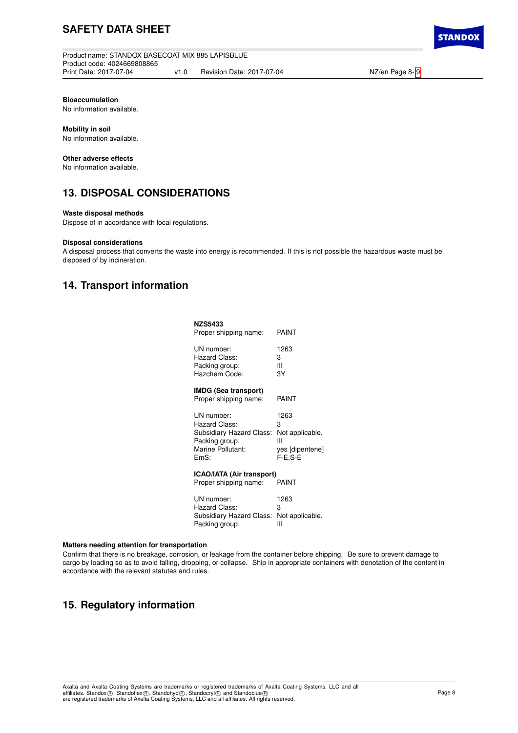**Bioaccumulation**
No information available.

**Mobility in soil**
No information available.

**Other adverse effects**
No information available.

## 13. DISPOSAL CONSIDERATIONS

**Waste disposal methods**
Dispose of in accordance with local regulations.

**Disposal considerations**
A disposal process that converts the waste into energy is recommended. If this is not possible the hazardous waste must be disposed of by incineration.

## 14. Transport information

**NZS5433**

| | |
|---|---|
| Proper shipping name: | PAINT |
| UN number: | 1263 |
| Hazard Class: | 3 |
| Packing group: | III |
| Hazchem Code: | 3Y |

**IMDG (Sea transport)**

| | |
|---|---|
| Proper shipping name: | PAINT |
| UN number: | 1263 |
| Hazard Class: | 3 |
| Subsidiary Hazard Class: | Not applicable. |
| Packing group: | III |
| Marine Pollutant: | yes [dipentene] |
| EmS: | F-E,S-E |

**ICAO/IATA (Air transport)**

| | |
|---|---|
| Proper shipping name: | PAINT |
| UN number: | 1263 |
| Hazard Class: | 3 |
| Subsidiary Hazard Class: | Not applicable. |
| Packing group: | III |

**Matters needing attention for transportation**
Confirm that there is no breakage, corrosion, or leakage from the container before shipping. Be sure to prevent damage to cargo by loading so as to avoid falling, dropping, or collapse. Ship in appropriate containers with denotation of the content in accordance with the relevant statutes and rules.

## 15. Regulatory information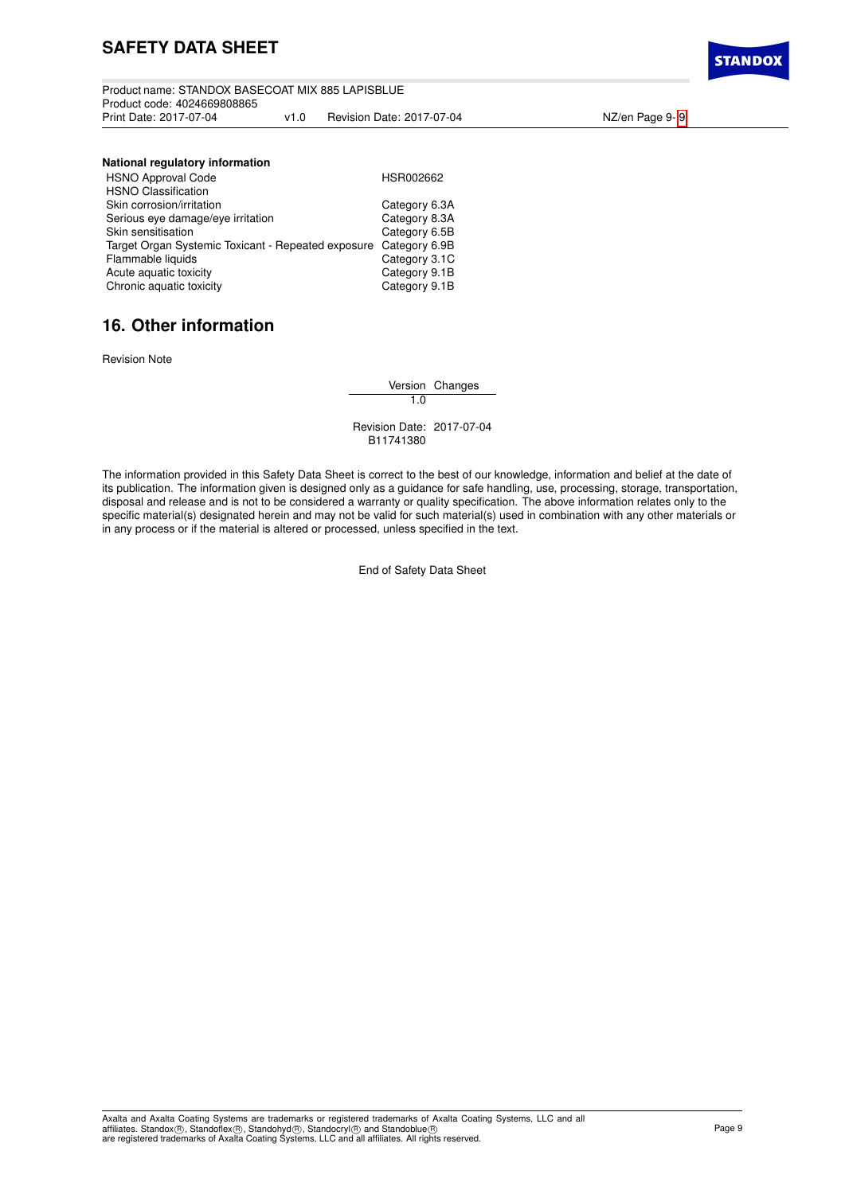**National regulatory information**

| | |
|---|---|
| HSNO Approval Code | HSR002662 |
| HSNO Classification | |
| Skin corrosion/irritation | Category 6.3A |
| Serious eye damage/eye irritation | Category 8.3A |
| Skin sensitisation | Category 6.5B |
| Target Organ Systemic Toxicant - Repeated exposure | Category 6.9B |
| Flammable liquids | Category 3.1C |
| Acute aquatic toxicity | Category 9.1B |
| Chronic aquatic toxicity | Category 9.1B |

## 16. Other information

Revision Note

| Version | Changes |
|---|---|
| 1.0 | |

Revision Date: 2017-07-04
B11741380

The information provided in this Safety Data Sheet is correct to the best of our knowledge, information and belief at the date of its publication. The information given is designed only as a guidance for safe handling, use, processing, storage, transportation, disposal and release and is not to be considered a warranty or quality specification. The above information relates only to the specific material(s) designated herein and may not be valid for such material(s) used in combination with any other materials or in any process or if the material is altered or processed, unless specified in the text.

End of Safety Data Sheet

Axalta and Axalta Coating Systems are trademarks or registered trademarks of Axalta Coating Systems, LLC and all affiliates. Standox®, Standoflex®, Standohyd®, Standocryl® and Standoblue® are registered trademarks of Axalta Coating Systems, LLC and all affiliates. All rights reserved.